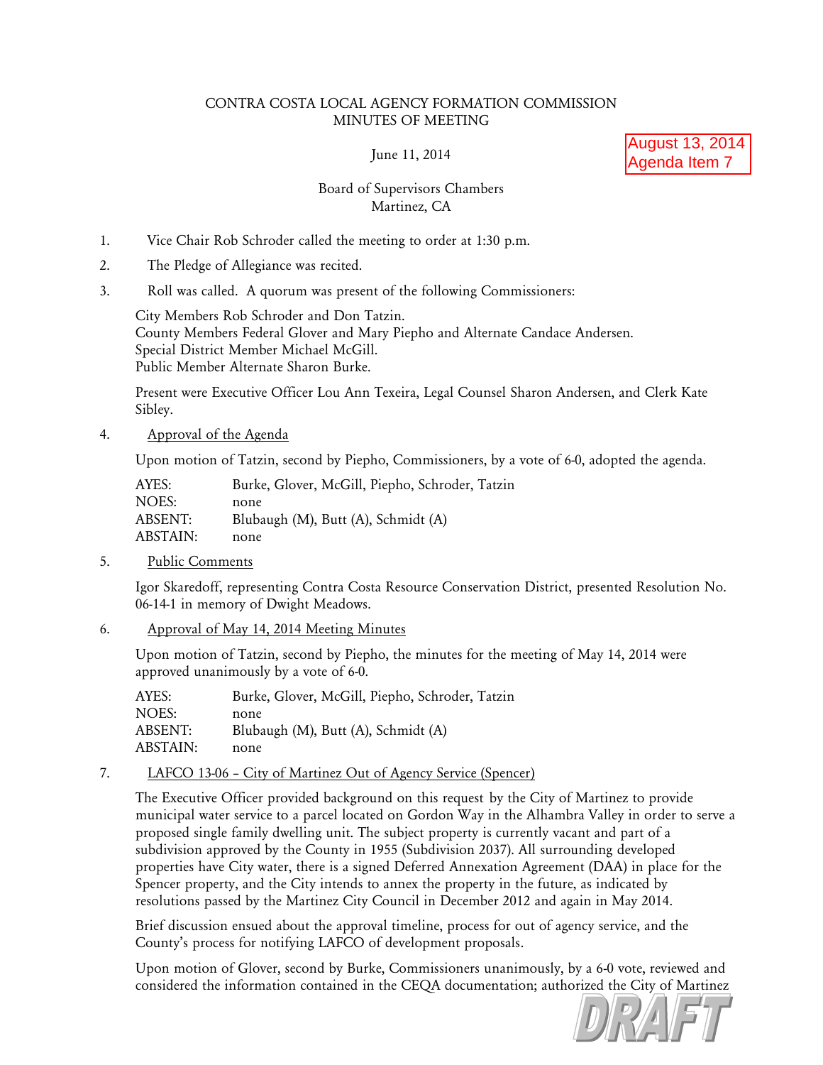CONTRA COSTA LOCAL AGENCY FORMATION COMMISSION
MINUTES OF MEETING

June 11, 2014

August 13, 2014
Agenda Item 7

Board of Supervisors Chambers
Martinez, CA

1. Vice Chair Rob Schroder called the meeting to order at 1:30 p.m.

2. The Pledge of Allegiance was recited.

3. Roll was called. A quorum was present of the following Commissioners:

   City Members Rob Schroder and Don Tatzin.
   County Members Federal Glover and Mary Piepho and Alternate Candace Andersen.
   Special District Member Michael McGill.
   Public Member Alternate Sharon Burke.

   Present were Executive Officer Lou Ann Texeira, Legal Counsel Sharon Andersen, and Clerk Kate Sibley.

4. Approval of the Agenda

   Upon motion of Tatzin, second by Piepho, Commissioners, by a vote of 6-0, adopted the agenda.

   | | |
   |---|---|
   | AYES: | Burke, Glover, McGill, Piepho, Schroder, Tatzin |
   | NOES: | none |
   | ABSENT: | Blubaugh (M), Butt (A), Schmidt (A) |
   | ABSTAIN: | none |

5. Public Comments

   Igor Skaredoff, representing Contra Costa Resource Conservation District, presented Resolution No. 06-14-1 in memory of Dwight Meadows.

6. Approval of May 14, 2014 Meeting Minutes

   Upon motion of Tatzin, second by Piepho, the minutes for the meeting of May 14, 2014 were approved unanimously by a vote of 6-0.

   | | |
   |---|---|
   | AYES: | Burke, Glover, McGill, Piepho, Schroder, Tatzin |
   | NOES: | none |
   | ABSENT: | Blubaugh (M), Butt (A), Schmidt (A) |
   | ABSTAIN: | none |

7. LAFCO 13-06 – City of Martinez Out of Agency Service (Spencer)

   The Executive Officer provided background on this request by the City of Martinez to provide municipal water service to a parcel located on Gordon Way in the Alhambra Valley in order to serve a proposed single family dwelling unit. The subject property is currently vacant and part of a subdivision approved by the County in 1955 (Subdivision 2037). All surrounding developed properties have City water, there is a signed Deferred Annexation Agreement (DAA) in place for the Spencer property, and the City intends to annex the property in the future, as indicated by resolutions passed by the Martinez City Council in December 2012 and again in May 2014.

   Brief discussion ensued about the approval timeline, process for out of agency service, and the County's process for notifying LAFCO of development proposals.

   Upon motion of Glover, second by Burke, Commissioners unanimously, by a 6-0 vote, reviewed and considered the information contained in the CEQA documentation; authorized the City of Martinez

DRAFT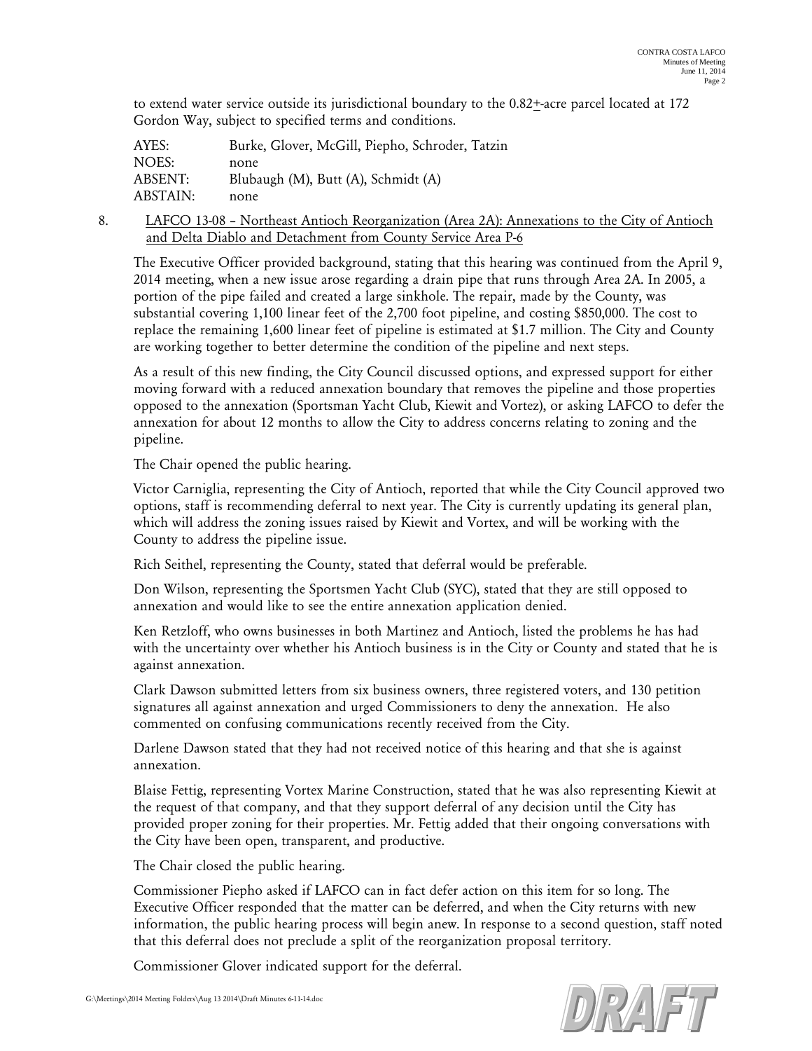to extend water service outside its jurisdictional boundary to the 0.82+-acre parcel located at 172 Gordon Way, subject to specified terms and conditions.

| | |
|---|---|
| AYES: | Burke, Glover, McGill, Piepho, Schroder, Tatzin |
| NOES: | none |
| ABSENT: | Blubaugh (M), Butt (A), Schmidt (A) |
| ABSTAIN: | none |

8. LAFCO 13-08 – Northeast Antioch Reorganization (Area 2A): Annexations to the City of Antioch and Delta Diablo and Detachment from County Service Area P-6

The Executive Officer provided background, stating that this hearing was continued from the April 9, 2014 meeting, when a new issue arose regarding a drain pipe that runs through Area 2A. In 2005, a portion of the pipe failed and created a large sinkhole. The repair, made by the County, was substantial covering 1,100 linear feet of the 2,700 foot pipeline, and costing $850,000. The cost to replace the remaining 1,600 linear feet of pipeline is estimated at $1.7 million. The City and County are working together to better determine the condition of the pipeline and next steps.

As a result of this new finding, the City Council discussed options, and expressed support for either moving forward with a reduced annexation boundary that removes the pipeline and those properties opposed to the annexation (Sportsman Yacht Club, Kiewit and Vortez), or asking LAFCO to defer the annexation for about 12 months to allow the City to address concerns relating to zoning and the pipeline.

The Chair opened the public hearing.

Victor Carniglia, representing the City of Antioch, reported that while the City Council approved two options, staff is recommending deferral to next year. The City is currently updating its general plan, which will address the zoning issues raised by Kiewit and Vortex, and will be working with the County to address the pipeline issue.

Rich Seithel, representing the County, stated that deferral would be preferable.

Don Wilson, representing the Sportsmen Yacht Club (SYC), stated that they are still opposed to annexation and would like to see the entire annexation application denied.

Ken Retzloff, who owns businesses in both Martinez and Antioch, listed the problems he has had with the uncertainty over whether his Antioch business is in the City or County and stated that he is against annexation.

Clark Dawson submitted letters from six business owners, three registered voters, and 130 petition signatures all against annexation and urged Commissioners to deny the annexation. He also commented on confusing communications recently received from the City.

Darlene Dawson stated that they had not received notice of this hearing and that she is against annexation.

Blaise Fettig, representing Vortex Marine Construction, stated that he was also representing Kiewit at the request of that company, and that they support deferral of any decision until the City has provided proper zoning for their properties. Mr. Fettig added that their ongoing conversations with the City have been open, transparent, and productive.

The Chair closed the public hearing.

Commissioner Piepho asked if LAFCO can in fact defer action on this item for so long. The Executive Officer responded that the matter can be deferred, and when the City returns with new information, the public hearing process will begin anew. In response to a second question, staff noted that this deferral does not preclude a split of the reorganization proposal territory.

Commissioner Glover indicated support for the deferral.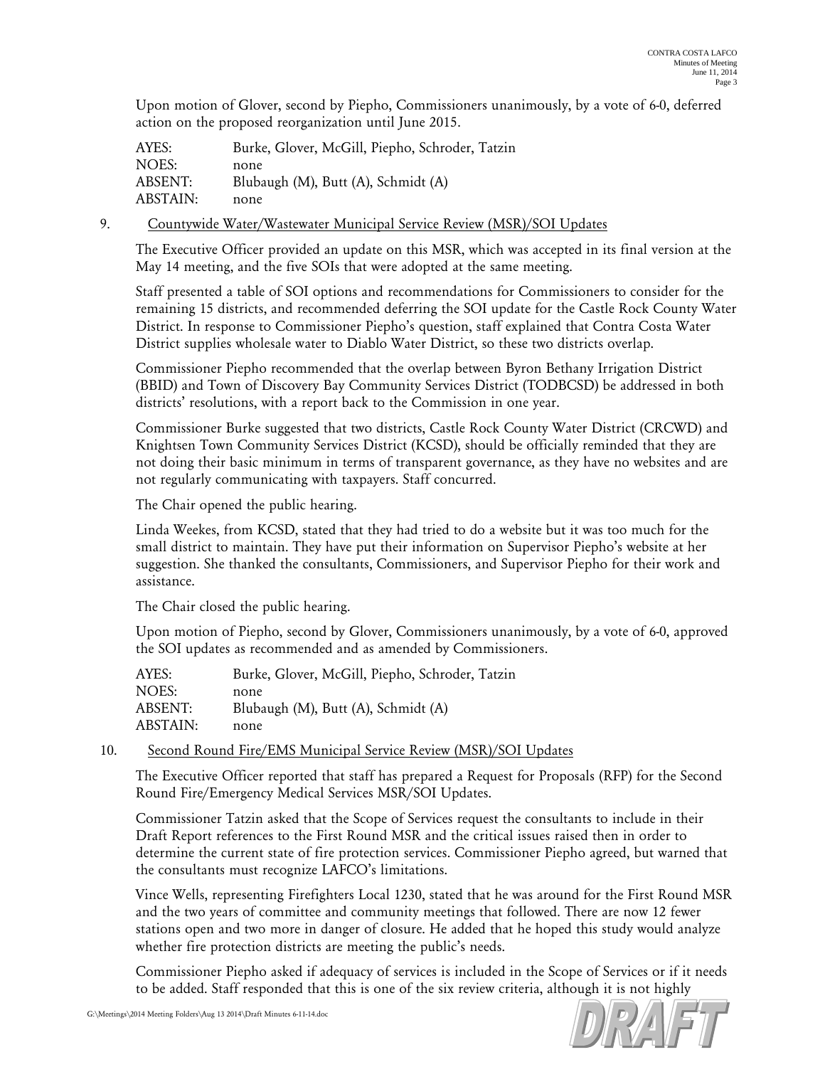Upon motion of Glover, second by Piepho, Commissioners unanimously, by a vote of 6-0, deferred action on the proposed reorganization until June 2015.

| | |
|---|---|
| AYES: | Burke, Glover, McGill, Piepho, Schroder, Tatzin |
| NOES: | none |
| ABSENT: | Blubaugh (M), Butt (A), Schmidt (A) |
| ABSTAIN: | none |

9. Countywide Water/Wastewater Municipal Service Review (MSR)/SOI Updates

The Executive Officer provided an update on this MSR, which was accepted in its final version at the May 14 meeting, and the five SOIs that were adopted at the same meeting.

Staff presented a table of SOI options and recommendations for Commissioners to consider for the remaining 15 districts, and recommended deferring the SOI update for the Castle Rock County Water District. In response to Commissioner Piepho's question, staff explained that Contra Costa Water District supplies wholesale water to Diablo Water District, so these two districts overlap.

Commissioner Piepho recommended that the overlap between Byron Bethany Irrigation District (BBID) and Town of Discovery Bay Community Services District (TODBCSD) be addressed in both districts' resolutions, with a report back to the Commission in one year.

Commissioner Burke suggested that two districts, Castle Rock County Water District (CRCWD) and Knightsen Town Community Services District (KCSD), should be officially reminded that they are not doing their basic minimum in terms of transparent governance, as they have no websites and are not regularly communicating with taxpayers. Staff concurred.

The Chair opened the public hearing.

Linda Weekes, from KCSD, stated that they had tried to do a website but it was too much for the small district to maintain. They have put their information on Supervisor Piepho's website at her suggestion. She thanked the consultants, Commissioners, and Supervisor Piepho for their work and assistance.

The Chair closed the public hearing.

Upon motion of Piepho, second by Glover, Commissioners unanimously, by a vote of 6-0, approved the SOI updates as recommended and as amended by Commissioners.

| | |
|---|---|
| AYES: | Burke, Glover, McGill, Piepho, Schroder, Tatzin |
| NOES: | none |
| ABSENT: | Blubaugh (M), Butt (A), Schmidt (A) |
| ABSTAIN: | none |

10. Second Round Fire/EMS Municipal Service Review (MSR)/SOI Updates

The Executive Officer reported that staff has prepared a Request for Proposals (RFP) for the Second Round Fire/Emergency Medical Services MSR/SOI Updates.

Commissioner Tatzin asked that the Scope of Services request the consultants to include in their Draft Report references to the First Round MSR and the critical issues raised then in order to determine the current state of fire protection services. Commissioner Piepho agreed, but warned that the consultants must recognize LAFCO's limitations.

Vince Wells, representing Firefighters Local 1230, stated that he was around for the First Round MSR and the two years of committee and community meetings that followed. There are now 12 fewer stations open and two more in danger of closure. He added that he hoped this study would analyze whether fire protection districts are meeting the public's needs.

Commissioner Piepho asked if adequacy of services is included in the Scope of Services or if it needs to be added. Staff responded that this is one of the six review criteria, although it is not highly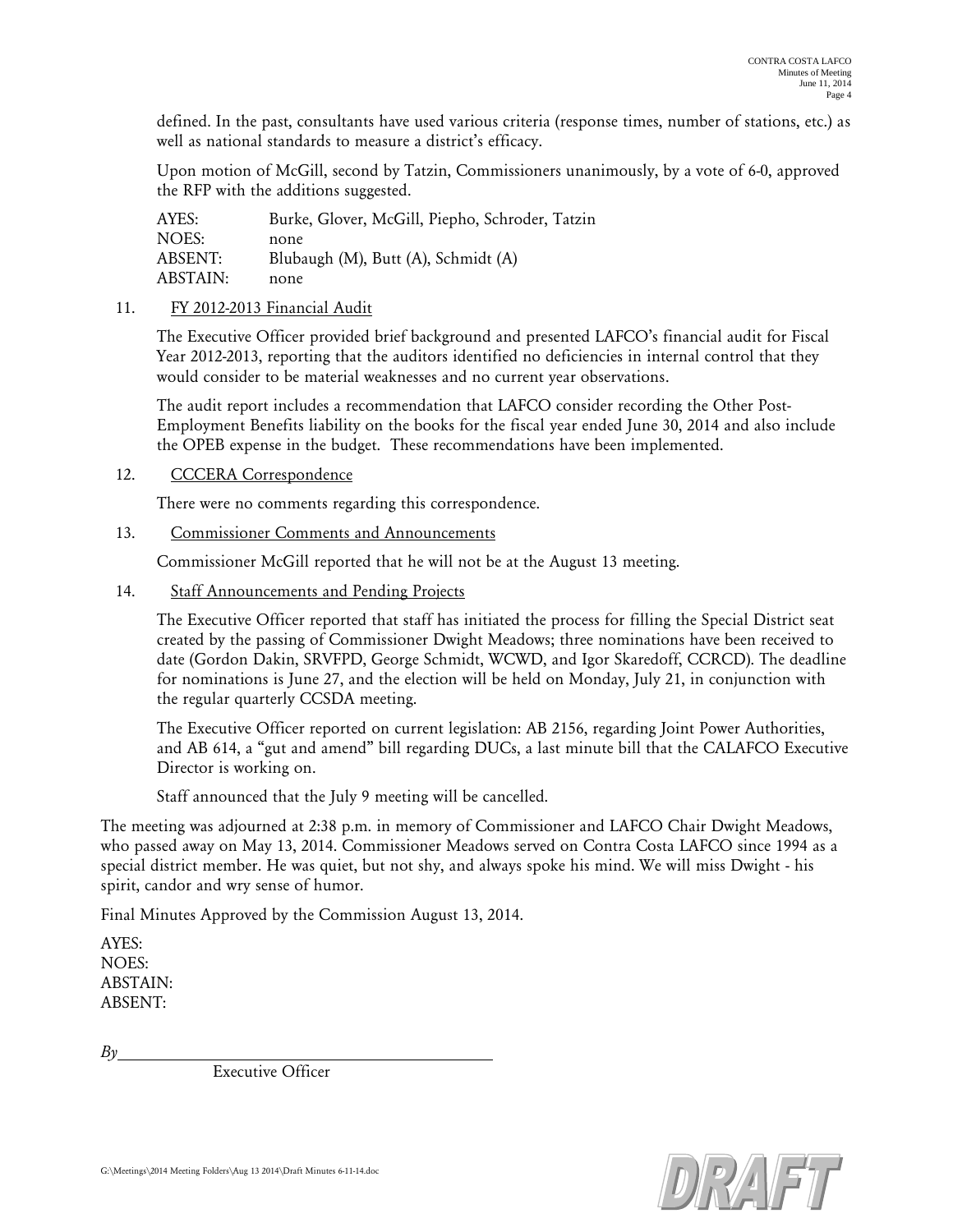defined. In the past, consultants have used various criteria (response times, number of stations, etc.) as well as national standards to measure a district's efficacy.

Upon motion of McGill, second by Tatzin, Commissioners unanimously, by a vote of 6-0, approved the RFP with the additions suggested.

| | |
|---|---|
| AYES: | Burke, Glover, McGill, Piepho, Schroder, Tatzin |
| NOES: | none |
| ABSENT: | Blubaugh (M), Butt (A), Schmidt (A) |
| ABSTAIN: | none |

11. FY 2012-2013 Financial Audit

The Executive Officer provided brief background and presented LAFCO's financial audit for Fiscal Year 2012-2013, reporting that the auditors identified no deficiencies in internal control that they would consider to be material weaknesses and no current year observations.

The audit report includes a recommendation that LAFCO consider recording the Other Post-Employment Benefits liability on the books for the fiscal year ended June 30, 2014 and also include the OPEB expense in the budget. These recommendations have been implemented.

12. CCCERA Correspondence

There were no comments regarding this correspondence.

13. Commissioner Comments and Announcements

Commissioner McGill reported that he will not be at the August 13 meeting.

14. Staff Announcements and Pending Projects

The Executive Officer reported that staff has initiated the process for filling the Special District seat created by the passing of Commissioner Dwight Meadows; three nominations have been received to date (Gordon Dakin, SRVFPD, George Schmidt, WCWD, and Igor Skaredoff, CCRCD). The deadline for nominations is June 27, and the election will be held on Monday, July 21, in conjunction with the regular quarterly CCSDA meeting.

The Executive Officer reported on current legislation: AB 2156, regarding Joint Power Authorities, and AB 614, a "gut and amend" bill regarding DUCs, a last minute bill that the CALAFCO Executive Director is working on.

Staff announced that the July 9 meeting will be cancelled.

The meeting was adjourned at 2:38 p.m. in memory of Commissioner and LAFCO Chair Dwight Meadows, who passed away on May 13, 2014. Commissioner Meadows served on Contra Costa LAFCO since 1994 as a special district member. He was quiet, but not shy, and always spoke his mind. We will miss Dwight - his spirit, candor and wry sense of humor.

Final Minutes Approved by the Commission August 13, 2014.

AYES:
NOES:
ABSTAIN:
ABSENT:

*By* \_\_\_\_\_\_\_\_\_\_\_\_\_\_\_\_\_\_\_\_\_\_\_\_\_\_\_\_\_\_\_\_\_\_\_\_\_\_\_\_

Executive Officer

G:\Meetings\2014 Meeting Folders\Aug 13 2014\Draft Minutes 6-11-14.doc

DRAFT